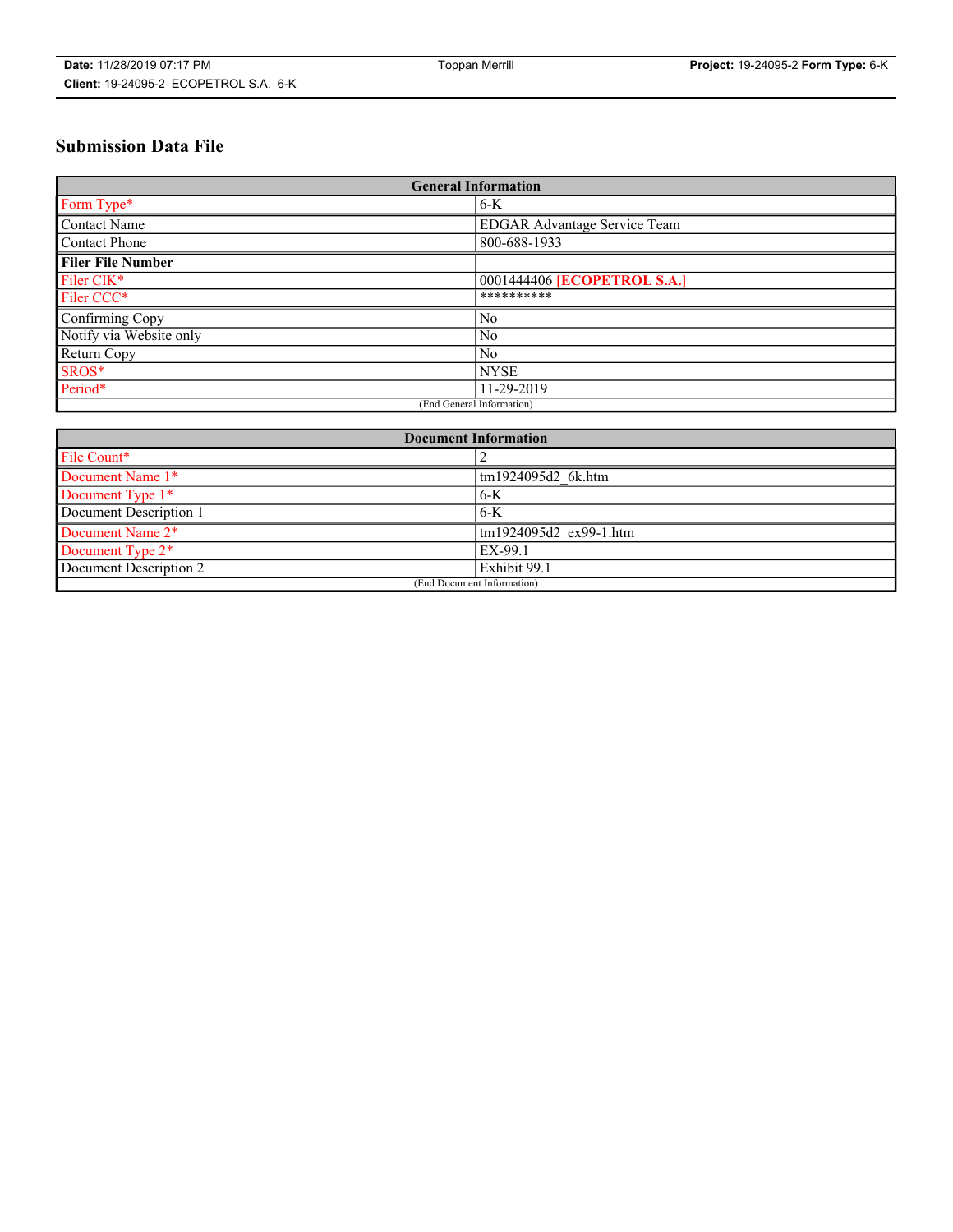Date: 11/28/2019 07:17 PM | Toppan Merrill | Project: 19-24095-2 Form Type: 6-K
Client: 19-24095-2_ECOPETROL S.A._6-K

# Submission Data File

| General Information | |
|---|---|
| Form Type* | 6-K |
| Contact Name | EDGAR Advantage Service Team |
| Contact Phone | 800-688-1933 |
| **Filer File Number** | |
| Filer CIK* | 0001444406 **[ECOPETROL S.A.]** |
| Filer CCC* | ********** |
| Confirming Copy | No |
| Notify via Website only | No |
| Return Copy | No |
| SROS* | NYSE |
| Period* | 11-29-2019 |
| (End General Information) | |

| Document Information | |
|---|---|
| File Count* | 2 |
| Document Name 1* | tm1924095d2_6k.htm |
| Document Type 1* | 6-K |
| Document Description 1 | 6-K |
| Document Name 2* | tm1924095d2_ex99-1.htm |
| Document Type 2* | EX-99.1 |
| Document Description 2 | Exhibit 99.1 |
| (End Document Information) | |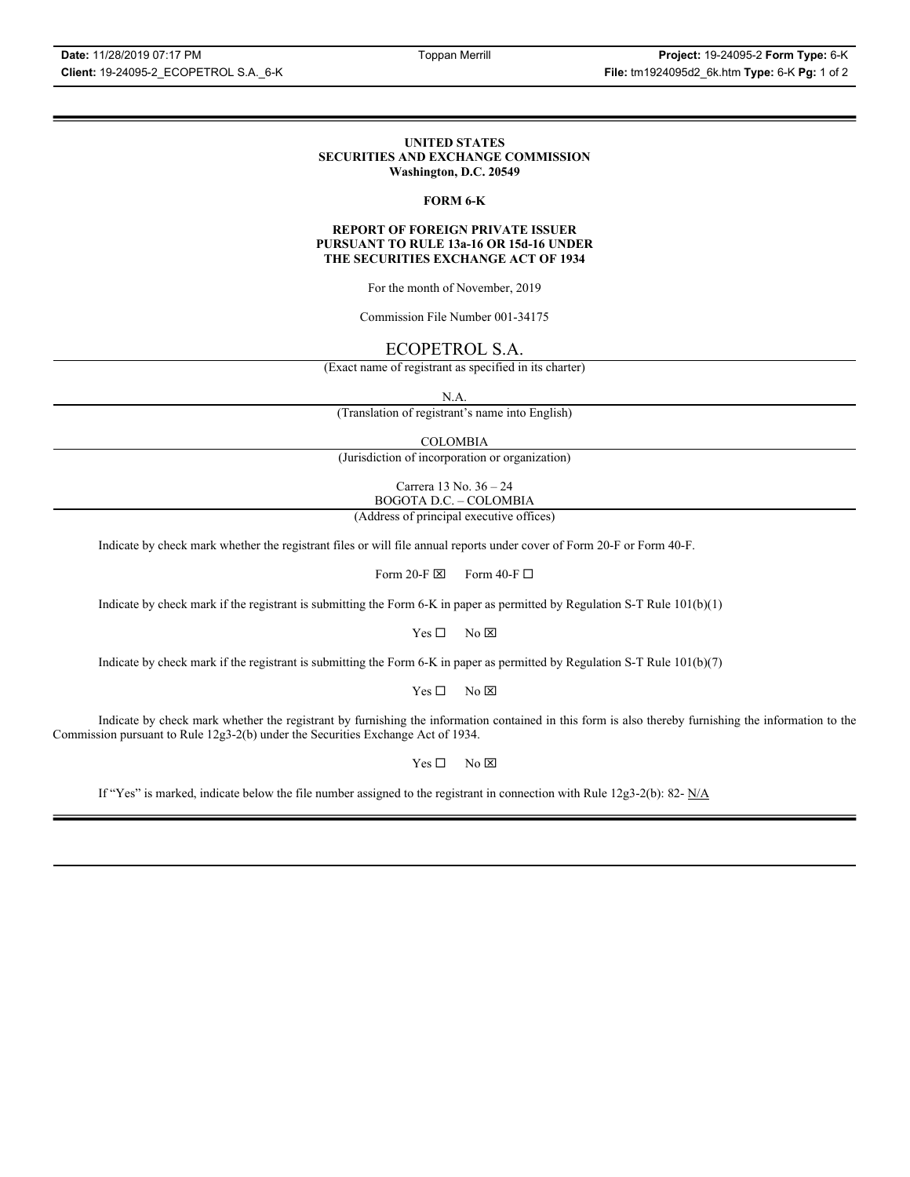**UNITED STATES**
**SECURITIES AND EXCHANGE COMMISSION**
**Washington, D.C. 20549**

**FORM 6-K**

**REPORT OF FOREIGN PRIVATE ISSUER**
**PURSUANT TO RULE 13a-16 OR 15d-16 UNDER**
**THE SECURITIES EXCHANGE ACT OF 1934**

For the month of November, 2019

Commission File Number 001-34175

ECOPETROL S.A.

(Exact name of registrant as specified in its charter)

N.A.

(Translation of registrant's name into English)

COLOMBIA

(Jurisdiction of incorporation or organization)

Carrera 13 No. 36 – 24
BOGOTA D.C. – COLOMBIA

(Address of principal executive offices)

Indicate by check mark whether the registrant files or will file annual reports under cover of Form 20-F or Form 40-F.

Form 20-F ☒ Form 40-F ☐

Indicate by check mark if the registrant is submitting the Form 6-K in paper as permitted by Regulation S-T Rule 101(b)(1)

Yes ☐ No ☒

Indicate by check mark if the registrant is submitting the Form 6-K in paper as permitted by Regulation S-T Rule 101(b)(7)

Yes ☐ No ☒

Indicate by check mark whether the registrant by furnishing the information contained in this form is also thereby furnishing the information to the Commission pursuant to Rule 12g3-2(b) under the Securities Exchange Act of 1934.

Yes ☐ No ☒

If "Yes" is marked, indicate below the file number assigned to the registrant in connection with Rule 12g3-2(b): 82- N/A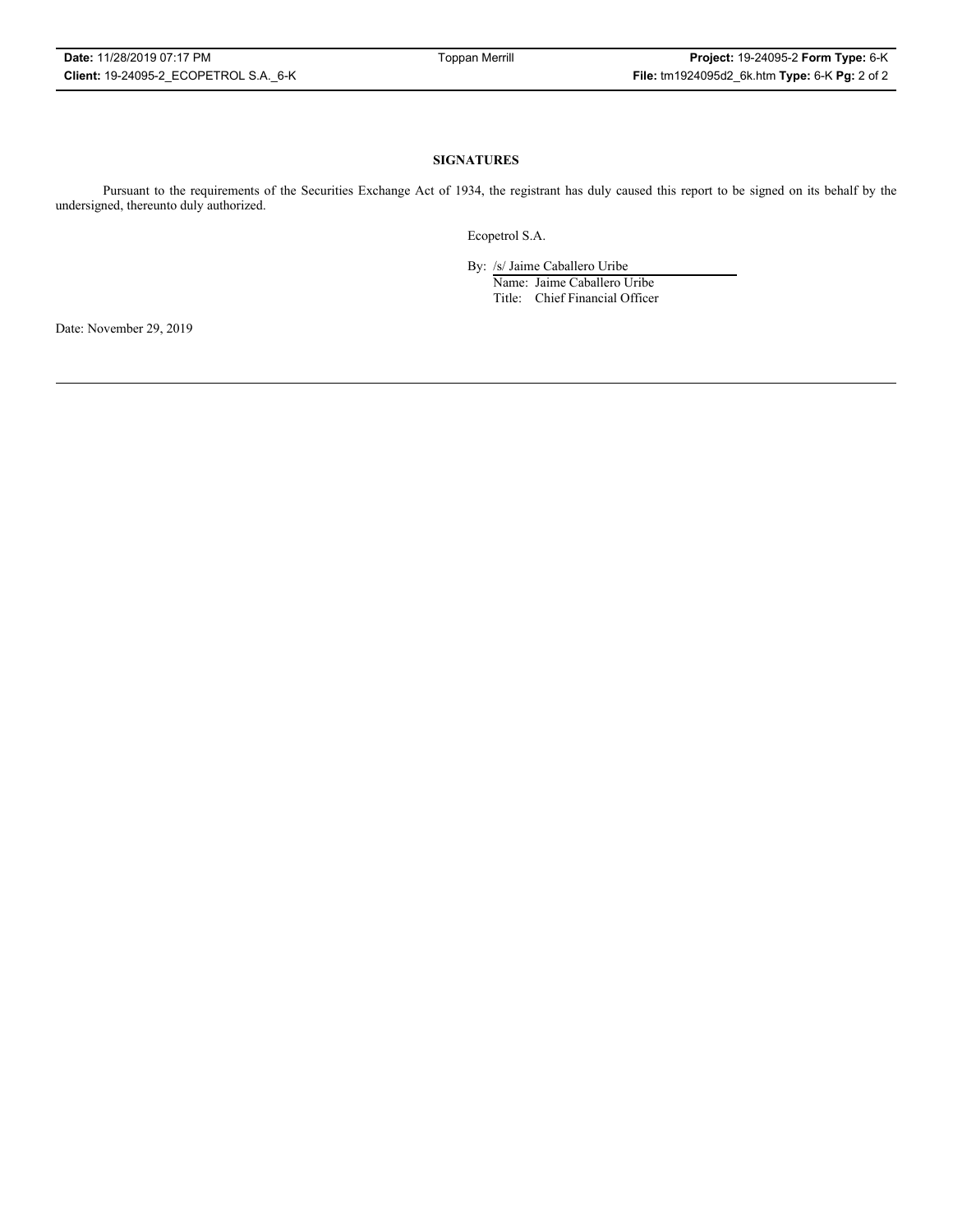**SIGNATURES**

Pursuant to the requirements of the Securities Exchange Act of 1934, the registrant has duly caused this report to be signed on its behalf by the undersigned, thereunto duly authorized.

Ecopetrol S.A.

By: /s/ Jaime Caballero Uribe
Name: Jaime Caballero Uribe
Title: Chief Financial Officer

Date: November 29, 2019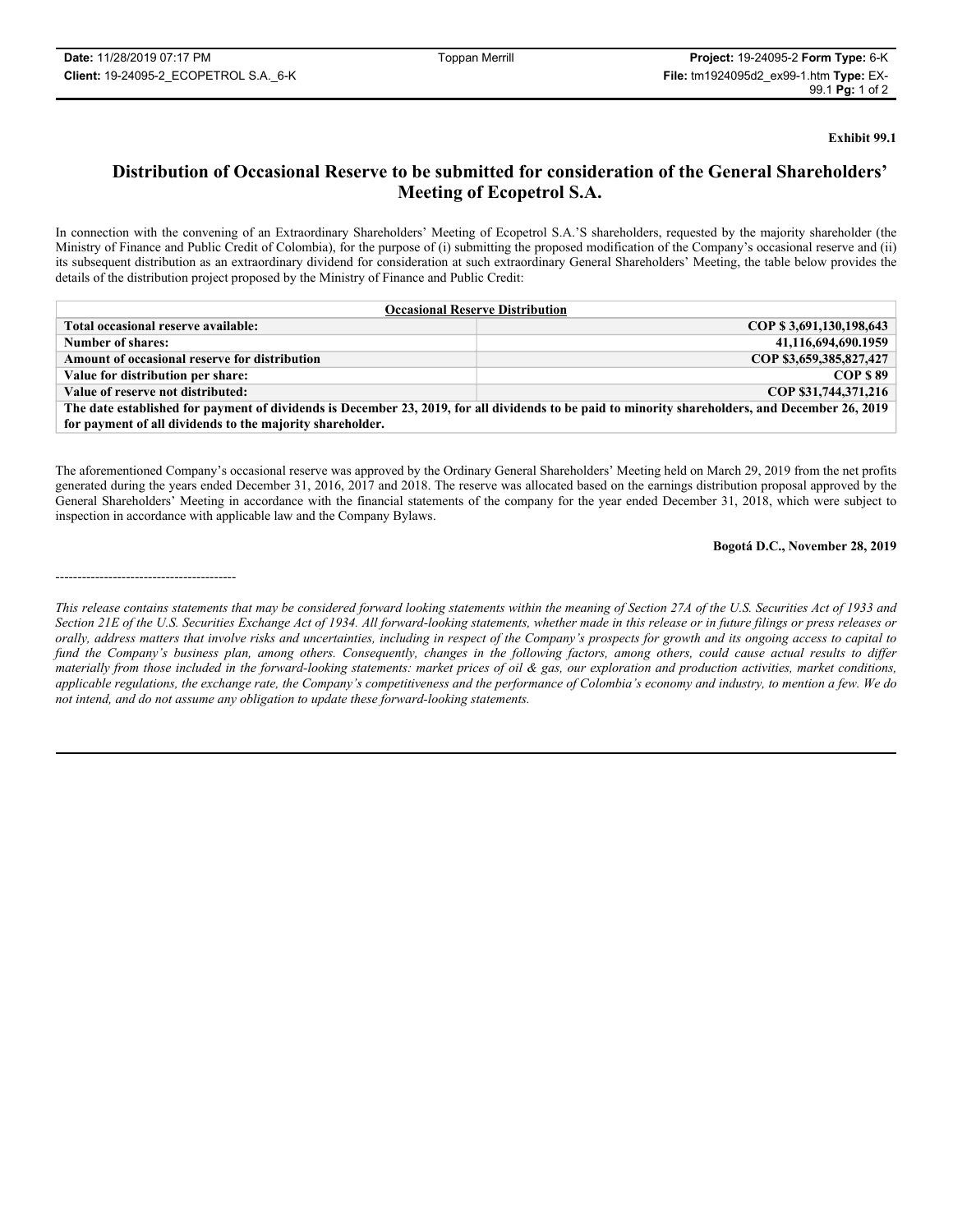**Exhibit 99.1**

# Distribution of Occasional Reserve to be submitted for consideration of the General Shareholders' Meeting of Ecopetrol S.A.

In connection with the convening of an Extraordinary Shareholders' Meeting of Ecopetrol S.A.'S shareholders, requested by the majority shareholder (the Ministry of Finance and Public Credit of Colombia), for the purpose of (i) submitting the proposed modification of the Company's occasional reserve and (ii) its subsequent distribution as an extraordinary dividend for consideration at such extraordinary General Shareholders' Meeting, the table below provides the details of the distribution project proposed by the Ministry of Finance and Public Credit:

| **Occasional Reserve Distribution** | |
|---|---|
| **Total occasional reserve available:** | **COP $ 3,691,130,198,643** |
| **Number of shares:** | **41,116,694,690.1959** |
| **Amount of occasional reserve for distribution** | **COP $3,659,385,827,427** |
| **Value for distribution per share:** | **COP $ 89** |
| **Value of reserve not distributed:** | **COP $31,744,371,216** |
| **The date established for payment of dividends is December 23, 2019, for all dividends to be paid to minority shareholders, and December 26, 2019 for payment of all dividends to the majority shareholder.** | |

The aforementioned Company's occasional reserve was approved by the Ordinary General Shareholders' Meeting held on March 29, 2019 from the net profits generated during the years ended December 31, 2016, 2017 and 2018. The reserve was allocated based on the earnings distribution proposal approved by the General Shareholders' Meeting in accordance with the financial statements of the company for the year ended December 31, 2018, which were subject to inspection in accordance with applicable law and the Company Bylaws.

**Bogotá D.C., November 28, 2019**

------------------------------------------

*This release contains statements that may be considered forward looking statements within the meaning of Section 27A of the U.S. Securities Act of 1933 and Section 21E of the U.S. Securities Exchange Act of 1934. All forward-looking statements, whether made in this release or in future filings or press releases or orally, address matters that involve risks and uncertainties, including in respect of the Company's prospects for growth and its ongoing access to capital to fund the Company's business plan, among others. Consequently, changes in the following factors, among others, could cause actual results to differ materially from those included in the forward-looking statements: market prices of oil & gas, our exploration and production activities, market conditions, applicable regulations, the exchange rate, the Company's competitiveness and the performance of Colombia's economy and industry, to mention a few. We do not intend, and do not assume any obligation to update these forward-looking statements.*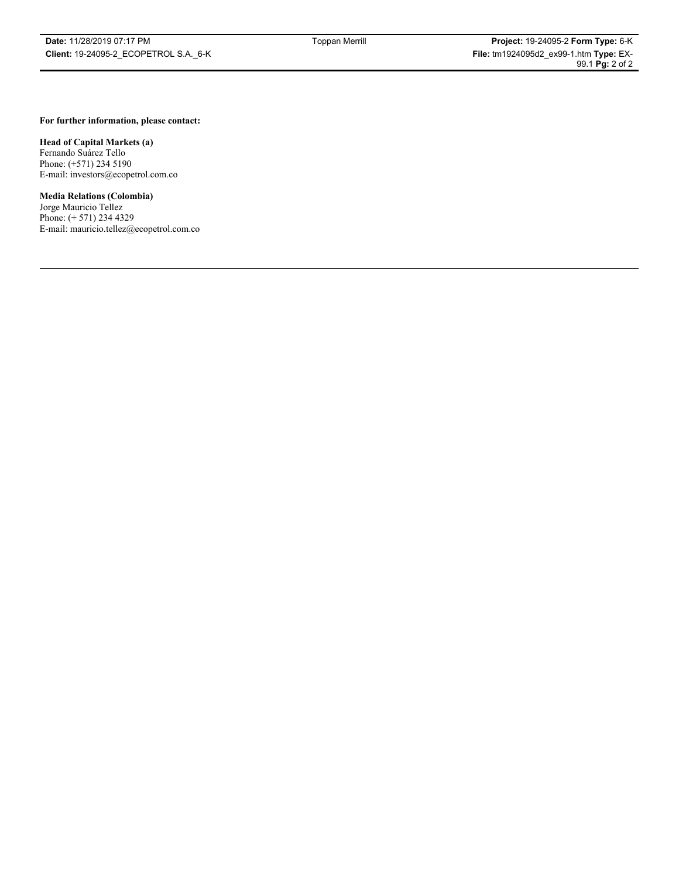**For further information, please contact:**

**Head of Capital Markets (a)**
Fernando Suárez Tello
Phone: (+571) 234 5190
E-mail: investors@ecopetrol.com.co

**Media Relations (Colombia)**
Jorge Mauricio Tellez
Phone: (+ 571) 234 4329
E-mail: mauricio.tellez@ecopetrol.com.co